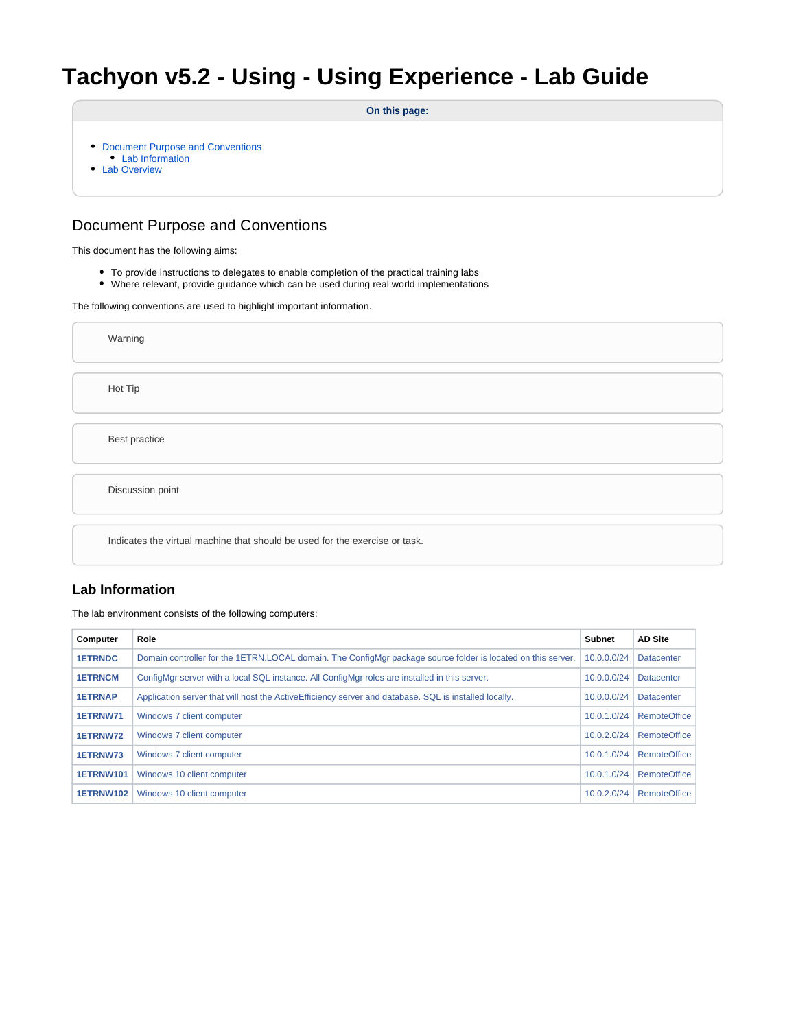# Tachyon v5.2 - Using - Using Experience - Lab Guide

**On this page:**

- Document Purpose and Conventions
  - Lab Information
- Lab Overview

## Document Purpose and Conventions

This document has the following aims:

- To provide instructions to delegates to enable completion of the practical training labs
- Where relevant, provide guidance which can be used during real world implementations

The following conventions are used to highlight important information.

Warning

Hot Tip

Best practice

Discussion point

Indicates the virtual machine that should be used for the exercise or task.

### Lab Information

The lab environment consists of the following computers:

| Computer | Role | Subnet | AD Site |
|---|---|---|---|
| **1ETRNDC** | Domain controller for the 1ETRN.LOCAL domain. The ConfigMgr package source folder is located on this server. | 10.0.0.0/24 | Datacenter |
| **1ETRNCM** | ConfigMgr server with a local SQL instance. All ConfigMgr roles are installed in this server. | 10.0.0.0/24 | Datacenter |
| **1ETRNAP** | Application server that will host the ActiveEfficiency server and database. SQL is installed locally. | 10.0.0.0/24 | Datacenter |
| **1ETRNW71** | Windows 7 client computer | 10.0.1.0/24 | RemoteOffice |
| **1ETRNW72** | Windows 7 client computer | 10.0.2.0/24 | RemoteOffice |
| **1ETRNW73** | Windows 7 client computer | 10.0.1.0/24 | RemoteOffice |
| **1ETRNW101** | Windows 10 client computer | 10.0.1.0/24 | RemoteOffice |
| **1ETRNW102** | Windows 10 client computer | 10.0.2.0/24 | RemoteOffice |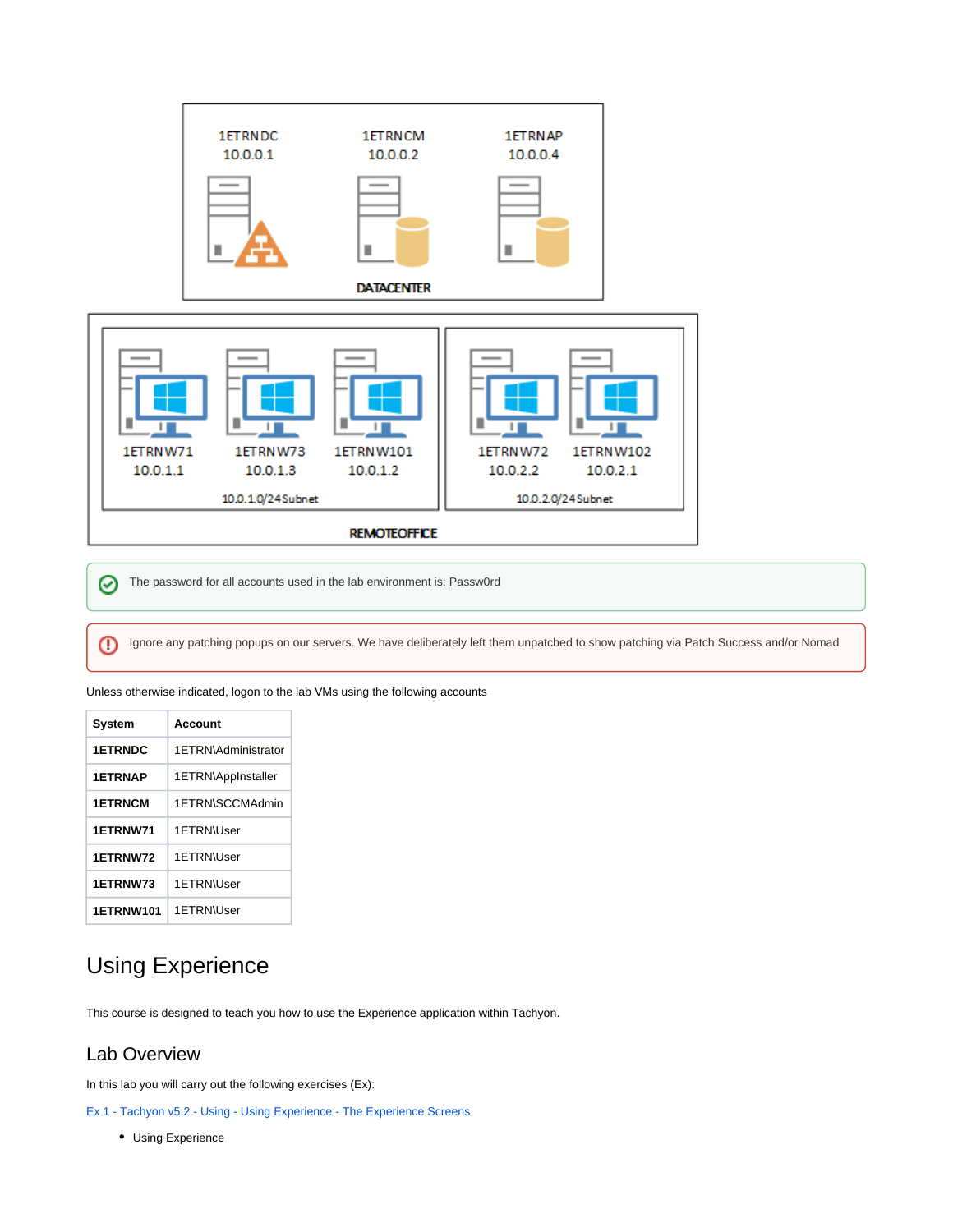1ETRNDC
10.0.0.1

1ETRNCM
10.0.0.2

1ETRNAP
10.0.0.4

DATACENTER

1ETRNW71
10.0.1.1

1ETRNW73
10.0.1.3

1ETRNW101
10.0.1.2

10.0.1.0/24 Subnet

1ETRNW72
10.0.2.2

1ETRNW102
10.0.2.1

10.0.2.0/24 Subnet

REMOTEOFFICE

The password for all accounts used in the lab environment is: Passw0rd

Ignore any patching popups on our servers. We have deliberately left them unpatched to show patching via Patch Success and/or Nomad

Unless otherwise indicated, logon to the lab VMs using the following accounts

| System | Account |
|---|---|
| **1ETRNDC** | 1ETRN\Administrator |
| **1ETRNAP** | 1ETRN\AppInstaller |
| **1ETRNCM** | 1ETRN\SCCMAdmin |
| **1ETRNW71** | 1ETRN\User |
| **1ETRNW72** | 1ETRN\User |
| **1ETRNW73** | 1ETRN\User |
| **1ETRNW101** | 1ETRN\User |

# Using Experience

This course is designed to teach you how to use the Experience application within Tachyon.

## Lab Overview

In this lab you will carry out the following exercises (Ex):

Ex 1 - Tachyon v5.2 - Using - Using Experience - The Experience Screens

- Using Experience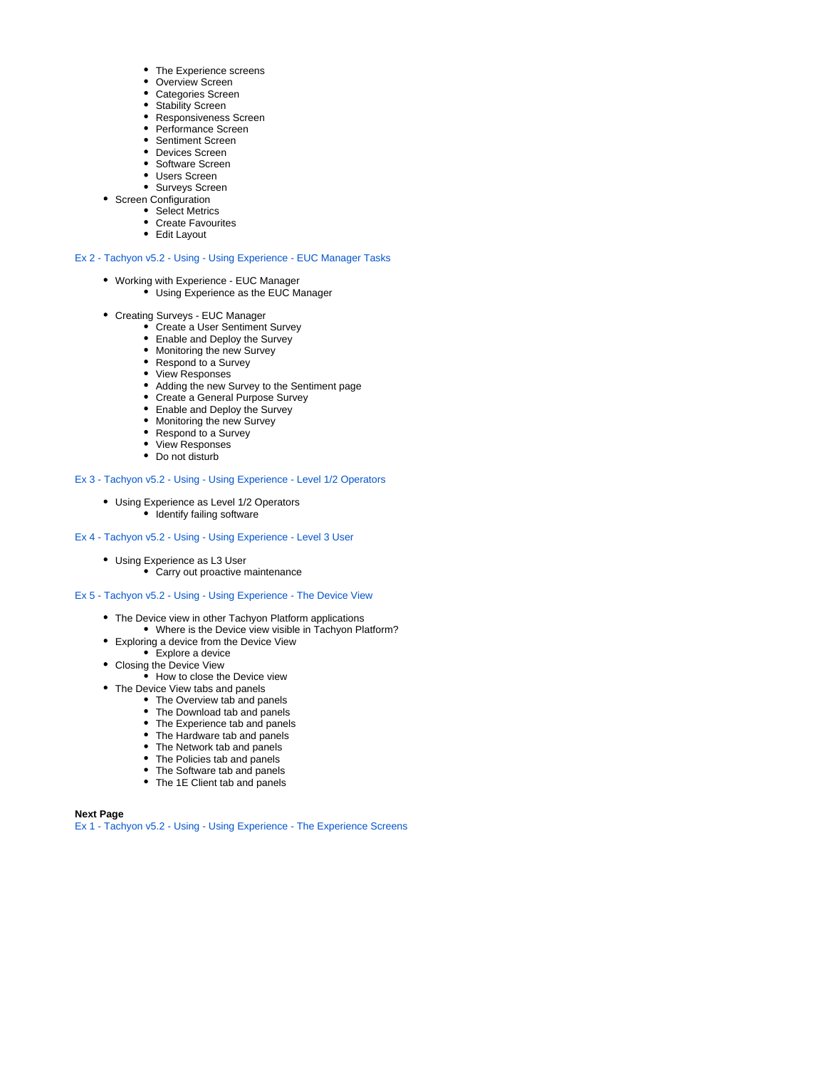- The Experience screens
    - Overview Screen
    - Categories Screen
    - Stability Screen
    - Responsiveness Screen
    - Performance Screen
    - Sentiment Screen
    - Devices Screen
    - Software Screen
    - Users Screen
    - Surveys Screen
- Screen Configuration
    - Select Metrics
    - Create Favourites
    - Edit Layout

Ex 2 - Tachyon v5.2 - Using - Using Experience - EUC Manager Tasks

- Working with Experience - EUC Manager
    - Using Experience as the EUC Manager
- Creating Surveys - EUC Manager
    - Create a User Sentiment Survey
    - Enable and Deploy the Survey
    - Monitoring the new Survey
    - Respond to a Survey
    - View Responses
    - Adding the new Survey to the Sentiment page
    - Create a General Purpose Survey
    - Enable and Deploy the Survey
    - Monitoring the new Survey
    - Respond to a Survey
    - View Responses
    - Do not disturb

Ex 3 - Tachyon v5.2 - Using - Using Experience - Level 1/2 Operators

- Using Experience as Level 1/2 Operators
    - Identify failing software

Ex 4 - Tachyon v5.2 - Using - Using Experience - Level 3 User

- Using Experience as L3 User
    - Carry out proactive maintenance

Ex 5 - Tachyon v5.2 - Using - Using Experience - The Device View

- The Device view in other Tachyon Platform applications
    - Where is the Device view visible in Tachyon Platform?
- Exploring a device from the Device View
    - Explore a device
- Closing the Device View
    - How to close the Device view
- The Device View tabs and panels
    - The Overview tab and panels
    - The Download tab and panels
    - The Experience tab and panels
    - The Hardware tab and panels
    - The Network tab and panels
    - The Policies tab and panels
    - The Software tab and panels
    - The 1E Client tab and panels

**Next Page**
Ex 1 - Tachyon v5.2 - Using - Using Experience - The Experience Screens